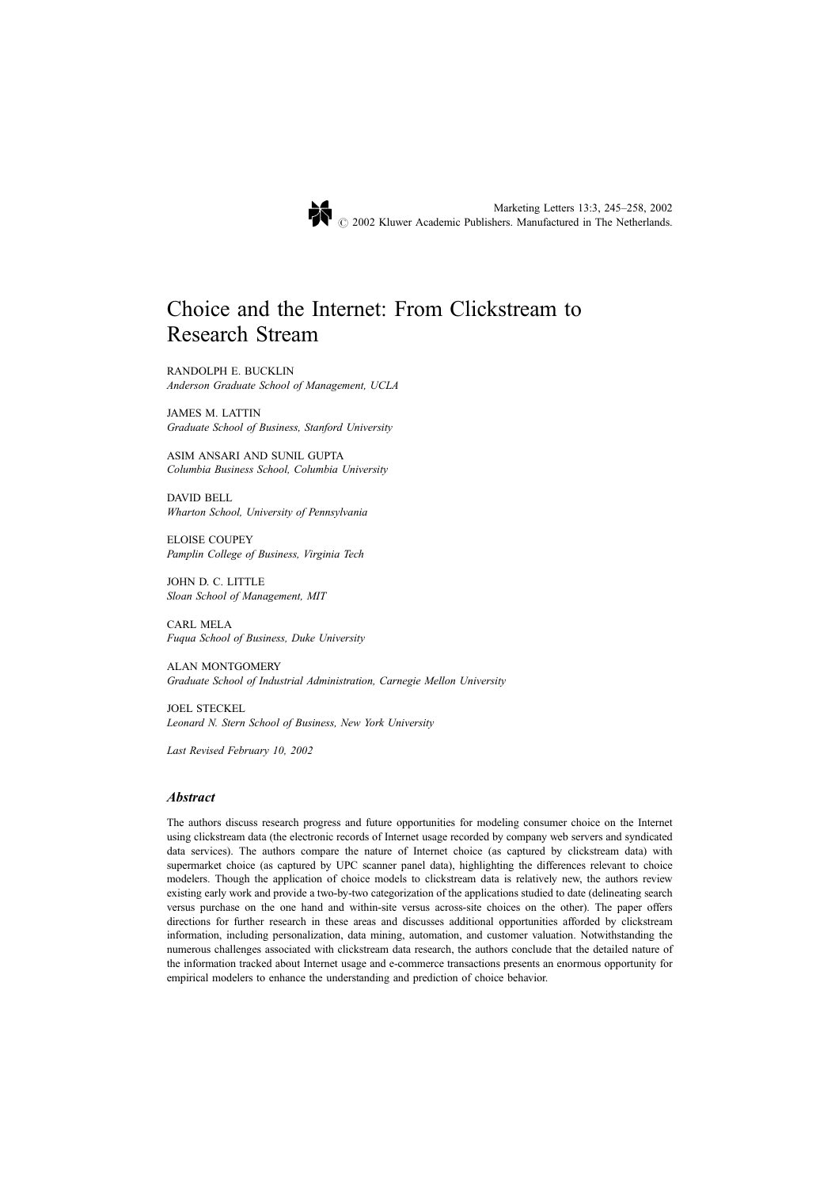# Choice and the Internet: From Clickstream to Research Stream

RANDOLPH E. BUCKLIN
*Anderson Graduate School of Management, UCLA*

JAMES M. LATTIN
*Graduate School of Business, Stanford University*

ASIM ANSARI AND SUNIL GUPTA
*Columbia Business School, Columbia University*

DAVID BELL
*Wharton School, University of Pennsylvania*

ELOISE COUPEY
*Pamplin College of Business, Virginia Tech*

JOHN D. C. LITTLE
*Sloan School of Management, MIT*

CARL MELA
*Fuqua School of Business, Duke University*

ALAN MONTGOMERY
*Graduate School of Industrial Administration, Carnegie Mellon University*

JOEL STECKEL
*Leonard N. Stern School of Business, New York University*

*Last Revised February 10, 2002*

### *Abstract*

The authors discuss research progress and future opportunities for modeling consumer choice on the Internet using clickstream data (the electronic records of Internet usage recorded by company web servers and syndicated data services). The authors compare the nature of Internet choice (as captured by clickstream data) with supermarket choice (as captured by UPC scanner panel data), highlighting the differences relevant to choice modelers. Though the application of choice models to clickstream data is relatively new, the authors review existing early work and provide a two-by-two categorization of the applications studied to date (delineating search versus purchase on the one hand and within-site versus across-site choices on the other). The paper offers directions for further research in these areas and discusses additional opportunities afforded by clickstream information, including personalization, data mining, automation, and customer valuation. Notwithstanding the numerous challenges associated with clickstream data research, the authors conclude that the detailed nature of the information tracked about Internet usage and e-commerce transactions presents an enormous opportunity for empirical modelers to enhance the understanding and prediction of choice behavior.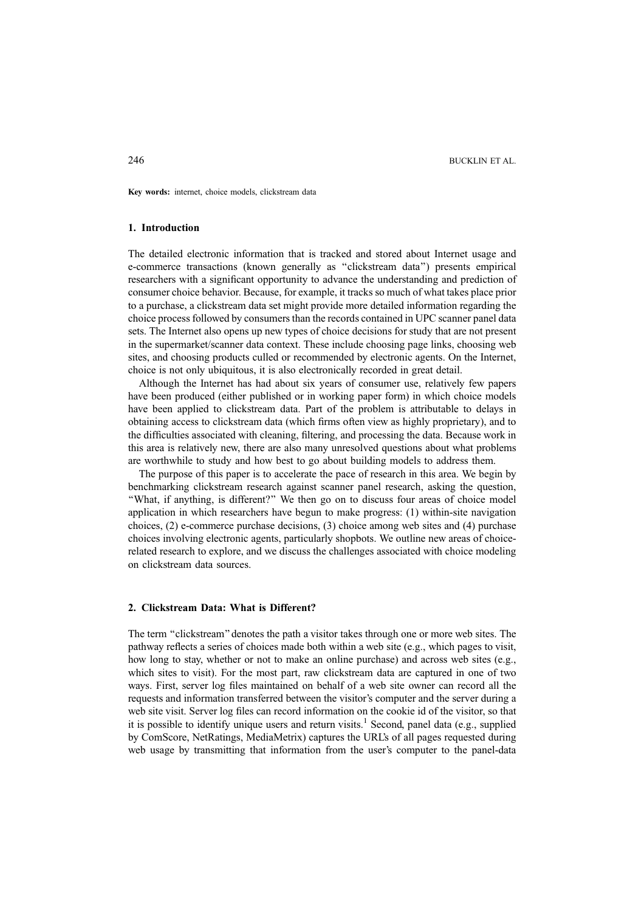**Key words:** internet, choice models, clickstream data

## 1. Introduction

The detailed electronic information that is tracked and stored about Internet usage and e-commerce transactions (known generally as "clickstream data") presents empirical researchers with a significant opportunity to advance the understanding and prediction of consumer choice behavior. Because, for example, it tracks so much of what takes place prior to a purchase, a clickstream data set might provide more detailed information regarding the choice process followed by consumers than the records contained in UPC scanner panel data sets. The Internet also opens up new types of choice decisions for study that are not present in the supermarket/scanner data context. These include choosing page links, choosing web sites, and choosing products culled or recommended by electronic agents. On the Internet, choice is not only ubiquitous, it is also electronically recorded in great detail.

Although the Internet has had about six years of consumer use, relatively few papers have been produced (either published or in working paper form) in which choice models have been applied to clickstream data. Part of the problem is attributable to delays in obtaining access to clickstream data (which firms often view as highly proprietary), and to the difficulties associated with cleaning, filtering, and processing the data. Because work in this area is relatively new, there are also many unresolved questions about what problems are worthwhile to study and how best to go about building models to address them.

The purpose of this paper is to accelerate the pace of research in this area. We begin by benchmarking clickstream research against scanner panel research, asking the question, "What, if anything, is different?" We then go on to discuss four areas of choice model application in which researchers have begun to make progress: (1) within-site navigation choices, (2) e-commerce purchase decisions, (3) choice among web sites and (4) purchase choices involving electronic agents, particularly shopbots. We outline new areas of choice-related research to explore, and we discuss the challenges associated with choice modeling on clickstream data sources.

## 2. Clickstream Data: What is Different?

The term "clickstream" denotes the path a visitor takes through one or more web sites. The pathway reflects a series of choices made both within a web site (e.g., which pages to visit, how long to stay, whether or not to make an online purchase) and across web sites (e.g., which sites to visit). For the most part, raw clickstream data are captured in one of two ways. First, server log files maintained on behalf of a web site owner can record all the requests and information transferred between the visitor's computer and the server during a web site visit. Server log files can record information on the cookie id of the visitor, so that it is possible to identify unique users and return visits.[1] Second, panel data (e.g., supplied by ComScore, NetRatings, MediaMetrix) captures the URL's of all pages requested during web usage by transmitting that information from the user's computer to the panel-data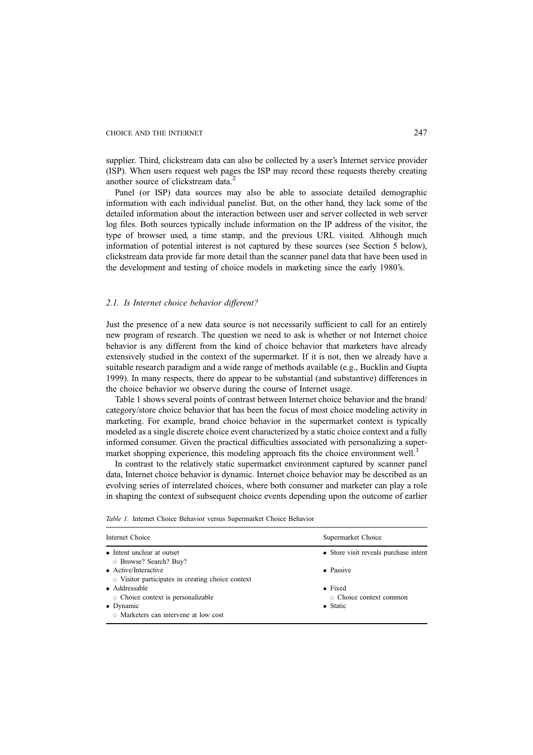supplier. Third, clickstream data can also be collected by a user's Internet service provider (ISP). When users request web pages the ISP may record these requests thereby creating another source of clickstream data.[2]

Panel (or ISP) data sources may also be able to associate detailed demographic information with each individual panelist. But, on the other hand, they lack some of the detailed information about the interaction between user and server collected in web server log files. Both sources typically include information on the IP address of the visitor, the type of browser used, a time stamp, and the previous URL visited. Although much information of potential interest is not captured by these sources (see Section 5 below), clickstream data provide far more detail than the scanner panel data that have been used in the development and testing of choice models in marketing since the early 1980's.

### *2.1. Is Internet choice behavior different?*

Just the presence of a new data source is not necessarily sufficient to call for an entirely new program of research. The question we need to ask is whether or not Internet choice behavior is any different from the kind of choice behavior that marketers have already extensively studied in the context of the supermarket. If it is not, then we already have a suitable research paradigm and a wide range of methods available (e.g., Bucklin and Gupta 1999). In many respects, there do appear to be substantial (and substantive) differences in the choice behavior we observe during the course of Internet usage.

Table 1 shows several points of contrast between Internet choice behavior and the brand/category/store choice behavior that has been the focus of most choice modeling activity in marketing. For example, brand choice behavior in the supermarket context is typically modeled as a single discrete choice event characterized by a static choice context and a fully informed consumer. Given the practical difficulties associated with personalizing a supermarket shopping experience, this modeling approach fits the choice environment well.[3]

In contrast to the relatively static supermarket environment captured by scanner panel data, Internet choice behavior is dynamic. Internet choice behavior may be described as an evolving series of interrelated choices, where both consumer and marketer can play a role in shaping the context of subsequent choice events depending upon the outcome of earlier

*Table 1.* Internet Choice Behavior versus Supermarket Choice Behavior

| Internet Choice | Supermarket Choice |
|---|---|
| • Intent unclear at outset<br>○ Browse? Search? Buy? | • Store visit reveals purchase intent |
| • Active/Interactive<br>○ Visitor participates in creating choice context | • Passive |
| • Addressable<br>○ Choice context is personalizable | • Fixed<br>○ Choice context common |
| • Dynamic<br>○ Marketers can intervene at low cost | • Static |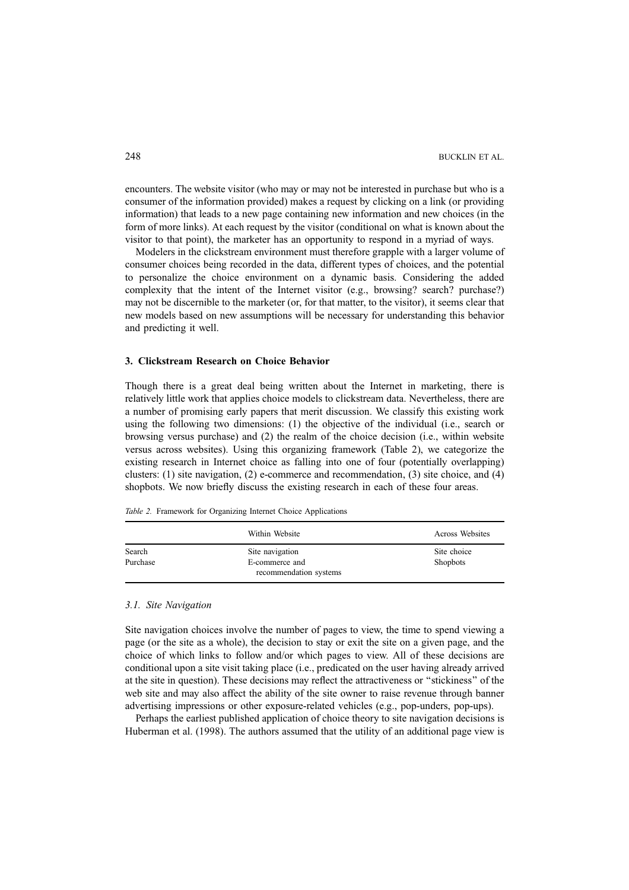encounters. The website visitor (who may or may not be interested in purchase but who is a consumer of the information provided) makes a request by clicking on a link (or providing information) that leads to a new page containing new information and new choices (in the form of more links). At each request by the visitor (conditional on what is known about the visitor to that point), the marketer has an opportunity to respond in a myriad of ways.

Modelers in the clickstream environment must therefore grapple with a larger volume of consumer choices being recorded in the data, different types of choices, and the potential to personalize the choice environment on a dynamic basis. Considering the added complexity that the intent of the Internet visitor (e.g., browsing? search? purchase?) may not be discernible to the marketer (or, for that matter, to the visitor), it seems clear that new models based on new assumptions will be necessary for understanding this behavior and predicting it well.

## 3. Clickstream Research on Choice Behavior

Though there is a great deal being written about the Internet in marketing, there is relatively little work that applies choice models to clickstream data. Nevertheless, there are a number of promising early papers that merit discussion. We classify this existing work using the following two dimensions: (1) the objective of the individual (i.e., search or browsing versus purchase) and (2) the realm of the choice decision (i.e., within website versus across websites). Using this organizing framework (Table 2), we categorize the existing research in Internet choice as falling into one of four (potentially overlapping) clusters: (1) site navigation, (2) e-commerce and recommendation, (3) site choice, and (4) shopbots. We now briefly discuss the existing research in each of these four areas.

*Table 2.* Framework for Organizing Internet Choice Applications

| | Within Website | Across Websites |
|---|---|---|
| Search | Site navigation | Site choice |
| Purchase | E-commerce and recommendation systems | Shopbots |

### 3.1. Site Navigation

Site navigation choices involve the number of pages to view, the time to spend viewing a page (or the site as a whole), the decision to stay or exit the site on a given page, and the choice of which links to follow and/or which pages to view. All of these decisions are conditional upon a site visit taking place (i.e., predicated on the user having already arrived at the site in question). These decisions may reflect the attractiveness or "stickiness" of the web site and may also affect the ability of the site owner to raise revenue through banner advertising impressions or other exposure-related vehicles (e.g., pop-unders, pop-ups).

Perhaps the earliest published application of choice theory to site navigation decisions is Huberman et al. (1998). The authors assumed that the utility of an additional page view is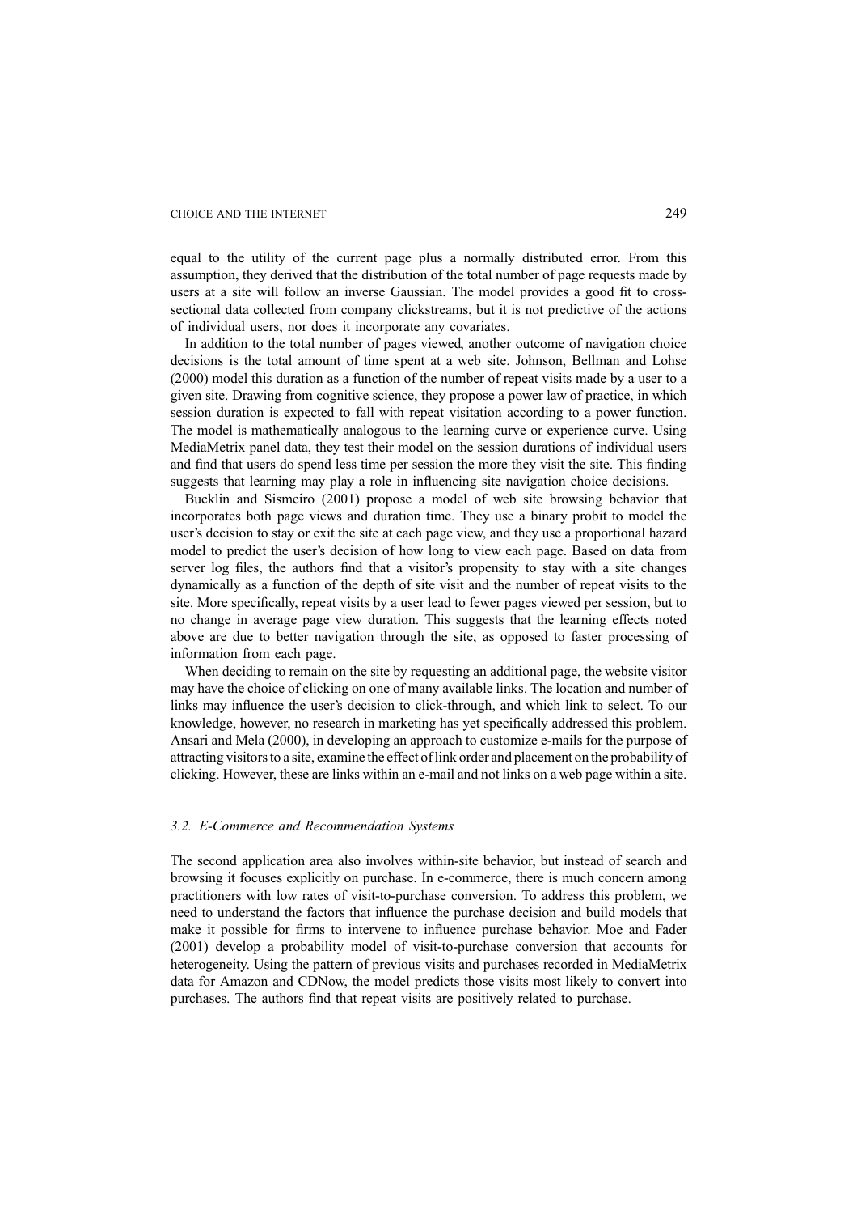equal to the utility of the current page plus a normally distributed error. From this assumption, they derived that the distribution of the total number of page requests made by users at a site will follow an inverse Gaussian. The model provides a good fit to cross-sectional data collected from company clickstreams, but it is not predictive of the actions of individual users, nor does it incorporate any covariates.

In addition to the total number of pages viewed, another outcome of navigation choice decisions is the total amount of time spent at a web site. Johnson, Bellman and Lohse (2000) model this duration as a function of the number of repeat visits made by a user to a given site. Drawing from cognitive science, they propose a power law of practice, in which session duration is expected to fall with repeat visitation according to a power function. The model is mathematically analogous to the learning curve or experience curve. Using MediaMetrix panel data, they test their model on the session durations of individual users and find that users do spend less time per session the more they visit the site. This finding suggests that learning may play a role in influencing site navigation choice decisions.

Bucklin and Sismeiro (2001) propose a model of web site browsing behavior that incorporates both page views and duration time. They use a binary probit to model the user's decision to stay or exit the site at each page view, and they use a proportional hazard model to predict the user's decision of how long to view each page. Based on data from server log files, the authors find that a visitor's propensity to stay with a site changes dynamically as a function of the depth of site visit and the number of repeat visits to the site. More specifically, repeat visits by a user lead to fewer pages viewed per session, but to no change in average page view duration. This suggests that the learning effects noted above are due to better navigation through the site, as opposed to faster processing of information from each page.

When deciding to remain on the site by requesting an additional page, the website visitor may have the choice of clicking on one of many available links. The location and number of links may influence the user's decision to click-through, and which link to select. To our knowledge, however, no research in marketing has yet specifically addressed this problem. Ansari and Mela (2000), in developing an approach to customize e-mails for the purpose of attracting visitors to a site, examine the effect of link order and placement on the probability of clicking. However, these are links within an e-mail and not links on a web page within a site.

### *3.2. E-Commerce and Recommendation Systems*

The second application area also involves within-site behavior, but instead of search and browsing it focuses explicitly on purchase. In e-commerce, there is much concern among practitioners with low rates of visit-to-purchase conversion. To address this problem, we need to understand the factors that influence the purchase decision and build models that make it possible for firms to intervene to influence purchase behavior. Moe and Fader (2001) develop a probability model of visit-to-purchase conversion that accounts for heterogeneity. Using the pattern of previous visits and purchases recorded in MediaMetrix data for Amazon and CDNow, the model predicts those visits most likely to convert into purchases. The authors find that repeat visits are positively related to purchase.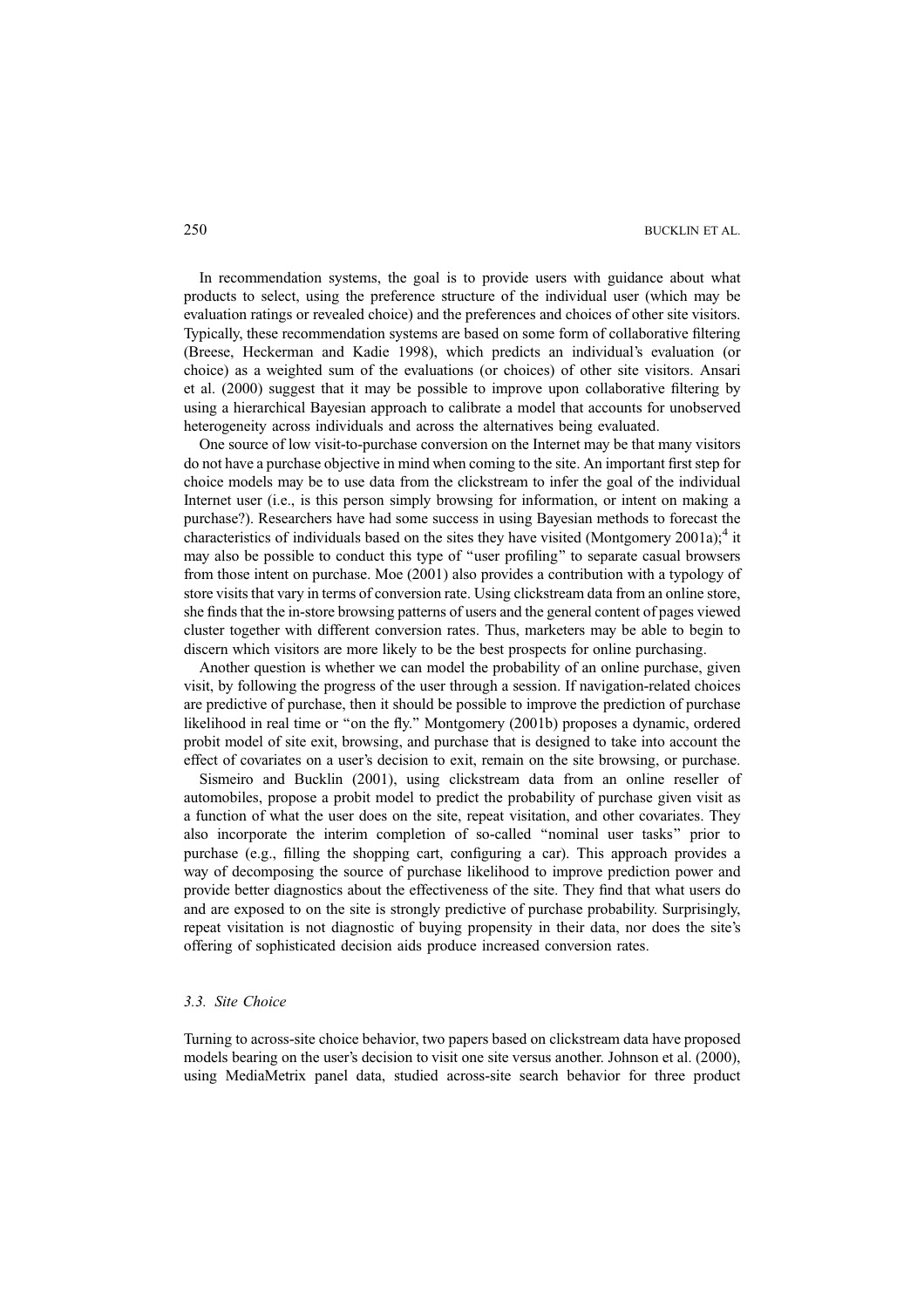In recommendation systems, the goal is to provide users with guidance about what products to select, using the preference structure of the individual user (which may be evaluation ratings or revealed choice) and the preferences and choices of other site visitors. Typically, these recommendation systems are based on some form of collaborative filtering (Breese, Heckerman and Kadie 1998), which predicts an individual's evaluation (or choice) as a weighted sum of the evaluations (or choices) of other site visitors. Ansari et al. (2000) suggest that it may be possible to improve upon collaborative filtering by using a hierarchical Bayesian approach to calibrate a model that accounts for unobserved heterogeneity across individuals and across the alternatives being evaluated.

One source of low visit-to-purchase conversion on the Internet may be that many visitors do not have a purchase objective in mind when coming to the site. An important first step for choice models may be to use data from the clickstream to infer the goal of the individual Internet user (i.e., is this person simply browsing for information, or intent on making a purchase?). Researchers have had some success in using Bayesian methods to forecast the characteristics of individuals based on the sites they have visited (Montgomery 2001a);[4] it may also be possible to conduct this type of "user profiling" to separate casual browsers from those intent on purchase. Moe (2001) also provides a contribution with a typology of store visits that vary in terms of conversion rate. Using clickstream data from an online store, she finds that the in-store browsing patterns of users and the general content of pages viewed cluster together with different conversion rates. Thus, marketers may be able to begin to discern which visitors are more likely to be the best prospects for online purchasing.

Another question is whether we can model the probability of an online purchase, given visit, by following the progress of the user through a session. If navigation-related choices are predictive of purchase, then it should be possible to improve the prediction of purchase likelihood in real time or "on the fly." Montgomery (2001b) proposes a dynamic, ordered probit model of site exit, browsing, and purchase that is designed to take into account the effect of covariates on a user's decision to exit, remain on the site browsing, or purchase.

Sismeiro and Bucklin (2001), using clickstream data from an online reseller of automobiles, propose a probit model to predict the probability of purchase given visit as a function of what the user does on the site, repeat visitation, and other covariates. They also incorporate the interim completion of so-called "nominal user tasks" prior to purchase (e.g., filling the shopping cart, configuring a car). This approach provides a way of decomposing the source of purchase likelihood to improve prediction power and provide better diagnostics about the effectiveness of the site. They find that what users do and are exposed to on the site is strongly predictive of purchase probability. Surprisingly, repeat visitation is not diagnostic of buying propensity in their data, nor does the site's offering of sophisticated decision aids produce increased conversion rates.

### *3.3. Site Choice*

Turning to across-site choice behavior, two papers based on clickstream data have proposed models bearing on the user's decision to visit one site versus another. Johnson et al. (2000), using MediaMetrix panel data, studied across-site search behavior for three product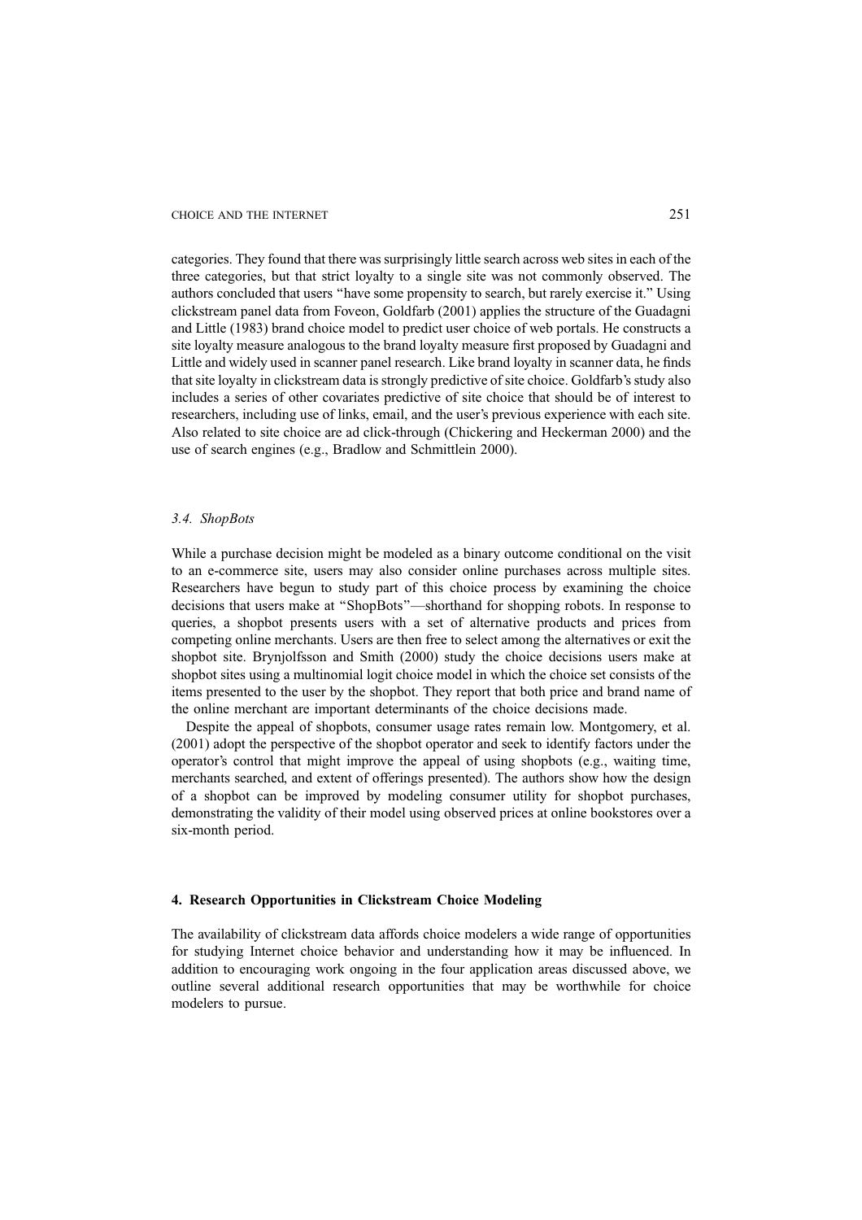categories. They found that there was surprisingly little search across web sites in each of the three categories, but that strict loyalty to a single site was not commonly observed. The authors concluded that users "have some propensity to search, but rarely exercise it." Using clickstream panel data from Foveon, Goldfarb (2001) applies the structure of the Guadagni and Little (1983) brand choice model to predict user choice of web portals. He constructs a site loyalty measure analogous to the brand loyalty measure first proposed by Guadagni and Little and widely used in scanner panel research. Like brand loyalty in scanner data, he finds that site loyalty in clickstream data is strongly predictive of site choice. Goldfarb's study also includes a series of other covariates predictive of site choice that should be of interest to researchers, including use of links, email, and the user's previous experience with each site. Also related to site choice are ad click-through (Chickering and Heckerman 2000) and the use of search engines (e.g., Bradlow and Schmittlein 2000).

### 3.4. *ShopBots*

While a purchase decision might be modeled as a binary outcome conditional on the visit to an e-commerce site, users may also consider online purchases across multiple sites. Researchers have begun to study part of this choice process by examining the choice decisions that users make at "ShopBots"—shorthand for shopping robots. In response to queries, a shopbot presents users with a set of alternative products and prices from competing online merchants. Users are then free to select among the alternatives or exit the shopbot site. Brynjolfsson and Smith (2000) study the choice decisions users make at shopbot sites using a multinomial logit choice model in which the choice set consists of the items presented to the user by the shopbot. They report that both price and brand name of the online merchant are important determinants of the choice decisions made.

Despite the appeal of shopbots, consumer usage rates remain low. Montgomery, et al. (2001) adopt the perspective of the shopbot operator and seek to identify factors under the operator's control that might improve the appeal of using shopbots (e.g., waiting time, merchants searched, and extent of offerings presented). The authors show how the design of a shopbot can be improved by modeling consumer utility for shopbot purchases, demonstrating the validity of their model using observed prices at online bookstores over a six-month period.

## 4. Research Opportunities in Clickstream Choice Modeling

The availability of clickstream data affords choice modelers a wide range of opportunities for studying Internet choice behavior and understanding how it may be influenced. In addition to encouraging work ongoing in the four application areas discussed above, we outline several additional research opportunities that may be worthwhile for choice modelers to pursue.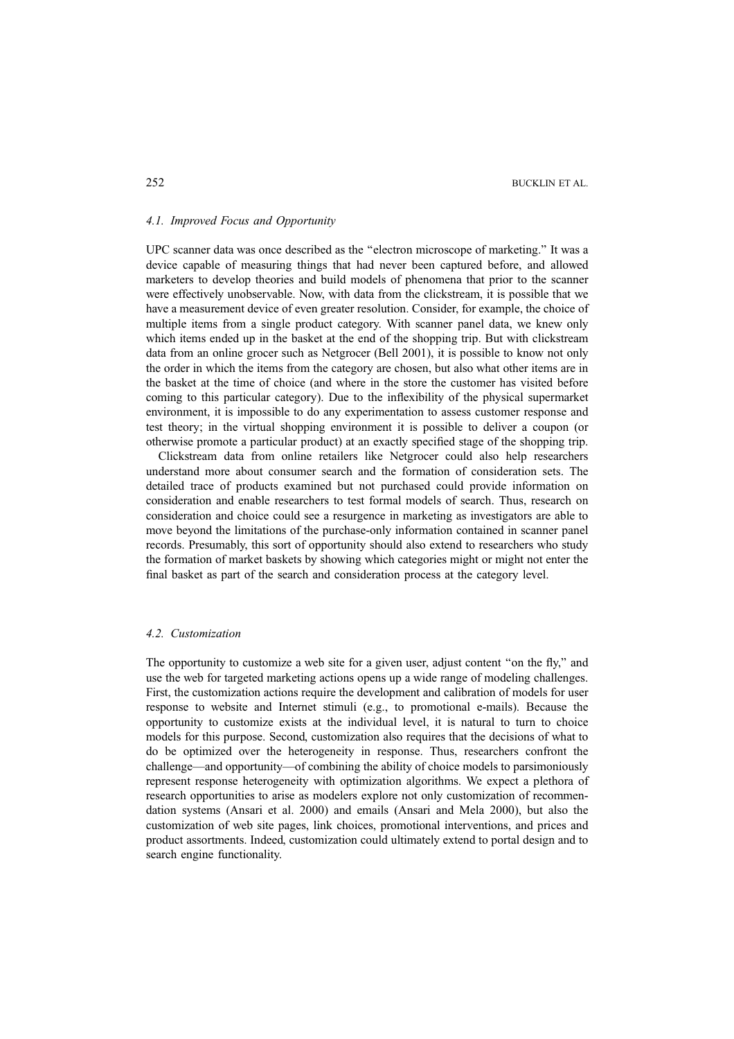### *4.1. Improved Focus and Opportunity*

UPC scanner data was once described as the "electron microscope of marketing." It was a device capable of measuring things that had never been captured before, and allowed marketers to develop theories and build models of phenomena that prior to the scanner were effectively unobservable. Now, with data from the clickstream, it is possible that we have a measurement device of even greater resolution. Consider, for example, the choice of multiple items from a single product category. With scanner panel data, we knew only which items ended up in the basket at the end of the shopping trip. But with clickstream data from an online grocer such as Netgrocer (Bell 2001), it is possible to know not only the order in which the items from the category are chosen, but also what other items are in the basket at the time of choice (and where in the store the customer has visited before coming to this particular category). Due to the inflexibility of the physical supermarket environment, it is impossible to do any experimentation to assess customer response and test theory; in the virtual shopping environment it is possible to deliver a coupon (or otherwise promote a particular product) at an exactly specified stage of the shopping trip.

Clickstream data from online retailers like Netgrocer could also help researchers understand more about consumer search and the formation of consideration sets. The detailed trace of products examined but not purchased could provide information on consideration and enable researchers to test formal models of search. Thus, research on consideration and choice could see a resurgence in marketing as investigators are able to move beyond the limitations of the purchase-only information contained in scanner panel records. Presumably, this sort of opportunity should also extend to researchers who study the formation of market baskets by showing which categories might or might not enter the final basket as part of the search and consideration process at the category level.

### *4.2. Customization*

The opportunity to customize a web site for a given user, adjust content "on the fly," and use the web for targeted marketing actions opens up a wide range of modeling challenges. First, the customization actions require the development and calibration of models for user response to website and Internet stimuli (e.g., to promotional e-mails). Because the opportunity to customize exists at the individual level, it is natural to turn to choice models for this purpose. Second, customization also requires that the decisions of what to do be optimized over the heterogeneity in response. Thus, researchers confront the challenge—and opportunity—of combining the ability of choice models to parsimoniously represent response heterogeneity with optimization algorithms. We expect a plethora of research opportunities to arise as modelers explore not only customization of recommendation systems (Ansari et al. 2000) and emails (Ansari and Mela 2000), but also the customization of web site pages, link choices, promotional interventions, and prices and product assortments. Indeed, customization could ultimately extend to portal design and to search engine functionality.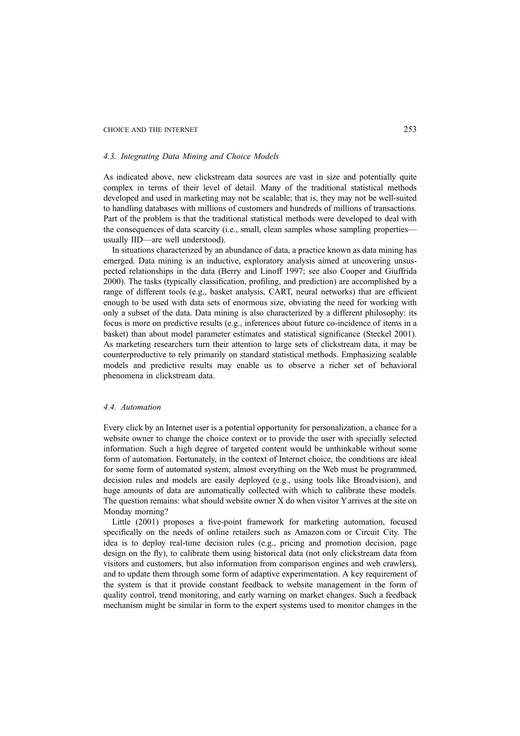### *4.3. Integrating Data Mining and Choice Models*

As indicated above, new clickstream data sources are vast in size and potentially quite complex in terms of their level of detail. Many of the traditional statistical methods developed and used in marketing may not be scalable; that is, they may not be well-suited to handling databases with millions of customers and hundreds of millions of transactions. Part of the problem is that the traditional statistical methods were developed to deal with the consequences of data scarcity (i.e., small, clean samples whose sampling properties—usually IID—are well understood).

In situations characterized by an abundance of data, a practice known as data mining has emerged. Data mining is an inductive, exploratory analysis aimed at uncovering unsuspected relationships in the data (Berry and Linoff 1997; see also Cooper and Giuffrida 2000). The tasks (typically classification, profiling, and prediction) are accomplished by a range of different tools (e.g., basket analysis, CART, neural networks) that are efficient enough to be used with data sets of enormous size, obviating the need for working with only a subset of the data. Data mining is also characterized by a different philosophy: its focus is more on predictive results (e.g., inferences about future co-incidence of items in a basket) than about model parameter estimates and statistical significance (Steckel 2001). As marketing researchers turn their attention to large sets of clickstream data, it may be counterproductive to rely primarily on standard statistical methods. Emphasizing scalable models and predictive results may enable us to observe a richer set of behavioral phenomena in clickstream data.

### *4.4. Automation*

Every click by an Internet user is a potential opportunity for personalization, a chance for a website owner to change the choice context or to provide the user with specially selected information. Such a high degree of targeted content would be unthinkable without some form of automation. Fortunately, in the context of Internet choice, the conditions are ideal for some form of automated system; almost everything on the Web must be programmed, decision rules and models are easily deployed (e.g., using tools like Broadvision), and huge amounts of data are automatically collected with which to calibrate these models. The question remains: what should website owner X do when visitor Y arrives at the site on Monday morning?

Little (2001) proposes a five-point framework for marketing automation, focused specifically on the needs of online retailers such as Amazon.com or Circuit City. The idea is to deploy real-time decision rules (e.g., pricing and promotion decision, page design on the fly), to calibrate them using historical data (not only clickstream data from visitors and customers, but also information from comparison engines and web crawlers), and to update them through some form of adaptive experimentation. A key requirement of the system is that it provide constant feedback to website management in the form of quality control, trend monitoring, and early warning on market changes. Such a feedback mechanism might be similar in form to the expert systems used to monitor changes in the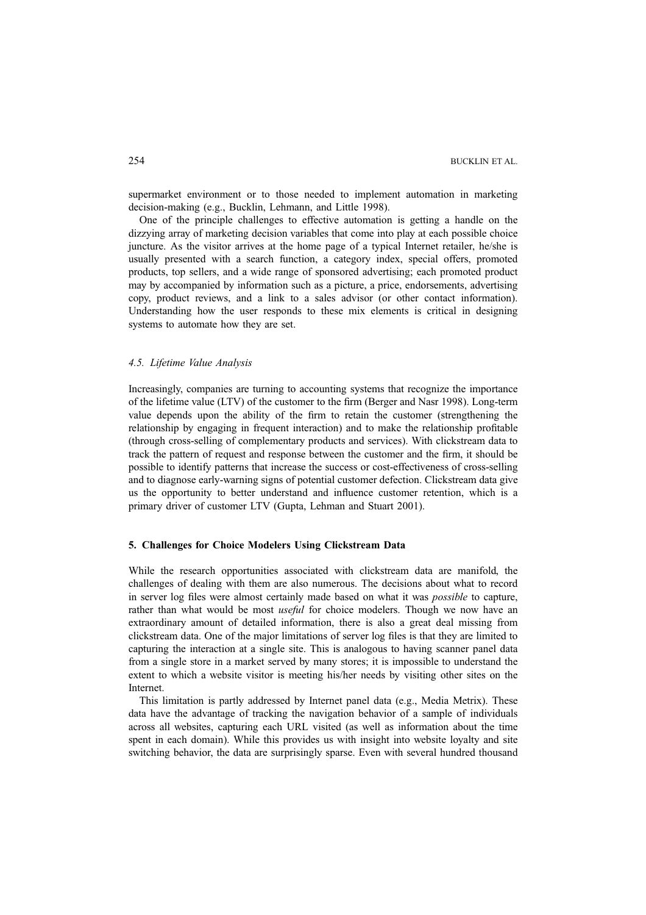supermarket environment or to those needed to implement automation in marketing decision-making (e.g., Bucklin, Lehmann, and Little 1998).

One of the principle challenges to effective automation is getting a handle on the dizzying array of marketing decision variables that come into play at each possible choice juncture. As the visitor arrives at the home page of a typical Internet retailer, he/she is usually presented with a search function, a category index, special offers, promoted products, top sellers, and a wide range of sponsored advertising; each promoted product may by accompanied by information such as a picture, a price, endorsements, advertising copy, product reviews, and a link to a sales advisor (or other contact information). Understanding how the user responds to these mix elements is critical in designing systems to automate how they are set.

### *4.5. Lifetime Value Analysis*

Increasingly, companies are turning to accounting systems that recognize the importance of the lifetime value (LTV) of the customer to the firm (Berger and Nasr 1998). Long-term value depends upon the ability of the firm to retain the customer (strengthening the relationship by engaging in frequent interaction) and to make the relationship profitable (through cross-selling of complementary products and services). With clickstream data to track the pattern of request and response between the customer and the firm, it should be possible to identify patterns that increase the success or cost-effectiveness of cross-selling and to diagnose early-warning signs of potential customer defection. Clickstream data give us the opportunity to better understand and influence customer retention, which is a primary driver of customer LTV (Gupta, Lehman and Stuart 2001).

## **5. Challenges for Choice Modelers Using Clickstream Data**

While the research opportunities associated with clickstream data are manifold, the challenges of dealing with them are also numerous. The decisions about what to record in server log files were almost certainly made based on what it was *possible* to capture, rather than what would be most *useful* for choice modelers. Though we now have an extraordinary amount of detailed information, there is also a great deal missing from clickstream data. One of the major limitations of server log files is that they are limited to capturing the interaction at a single site. This is analogous to having scanner panel data from a single store in a market served by many stores; it is impossible to understand the extent to which a website visitor is meeting his/her needs by visiting other sites on the Internet.

This limitation is partly addressed by Internet panel data (e.g., Media Metrix). These data have the advantage of tracking the navigation behavior of a sample of individuals across all websites, capturing each URL visited (as well as information about the time spent in each domain). While this provides us with insight into website loyalty and site switching behavior, the data are surprisingly sparse. Even with several hundred thousand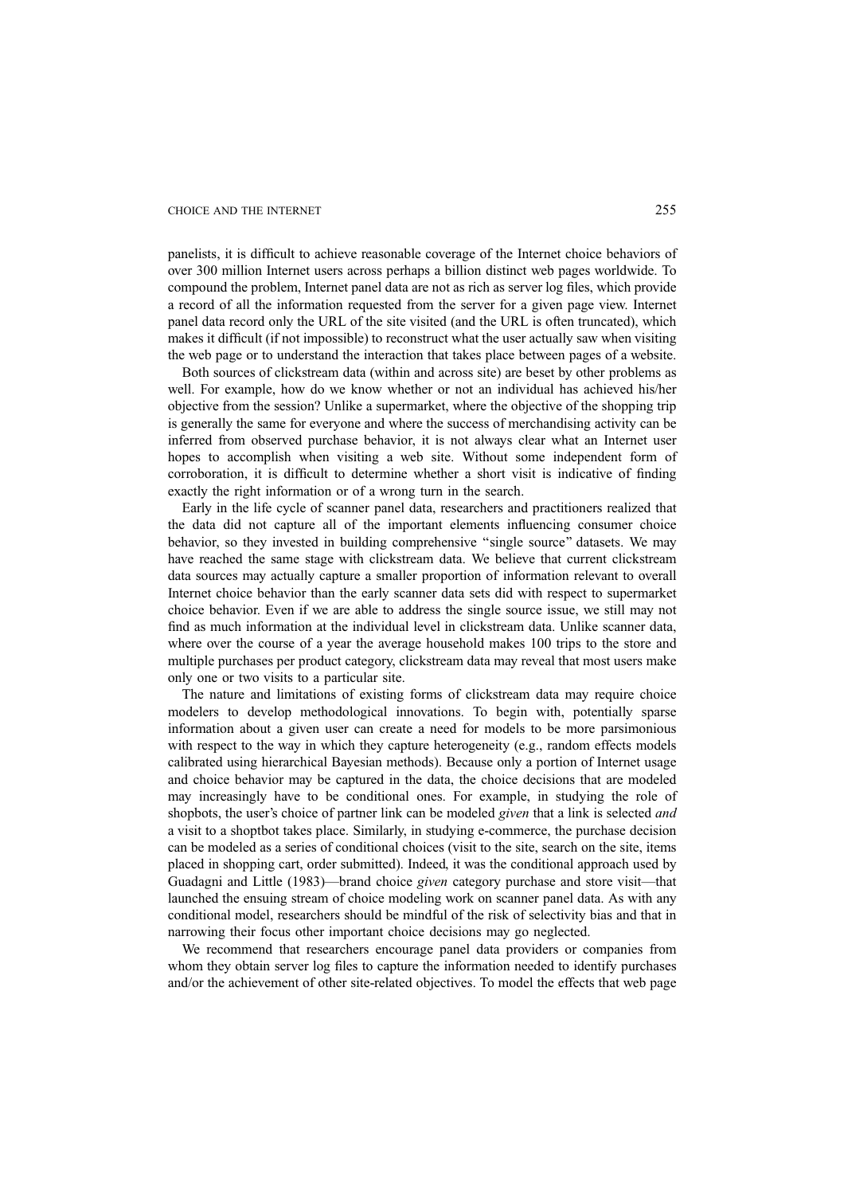panelists, it is difficult to achieve reasonable coverage of the Internet choice behaviors of over 300 million Internet users across perhaps a billion distinct web pages worldwide. To compound the problem, Internet panel data are not as rich as server log files, which provide a record of all the information requested from the server for a given page view. Internet panel data record only the URL of the site visited (and the URL is often truncated), which makes it difficult (if not impossible) to reconstruct what the user actually saw when visiting the web page or to understand the interaction that takes place between pages of a website.

Both sources of clickstream data (within and across site) are beset by other problems as well. For example, how do we know whether or not an individual has achieved his/her objective from the session? Unlike a supermarket, where the objective of the shopping trip is generally the same for everyone and where the success of merchandising activity can be inferred from observed purchase behavior, it is not always clear what an Internet user hopes to accomplish when visiting a web site. Without some independent form of corroboration, it is difficult to determine whether a short visit is indicative of finding exactly the right information or of a wrong turn in the search.

Early in the life cycle of scanner panel data, researchers and practitioners realized that the data did not capture all of the important elements influencing consumer choice behavior, so they invested in building comprehensive "single source" datasets. We may have reached the same stage with clickstream data. We believe that current clickstream data sources may actually capture a smaller proportion of information relevant to overall Internet choice behavior than the early scanner data sets did with respect to supermarket choice behavior. Even if we are able to address the single source issue, we still may not find as much information at the individual level in clickstream data. Unlike scanner data, where over the course of a year the average household makes 100 trips to the store and multiple purchases per product category, clickstream data may reveal that most users make only one or two visits to a particular site.

The nature and limitations of existing forms of clickstream data may require choice modelers to develop methodological innovations. To begin with, potentially sparse information about a given user can create a need for models to be more parsimonious with respect to the way in which they capture heterogeneity (e.g., random effects models calibrated using hierarchical Bayesian methods). Because only a portion of Internet usage and choice behavior may be captured in the data, the choice decisions that are modeled may increasingly have to be conditional ones. For example, in studying the role of shopbots, the user's choice of partner link can be modeled *given* that a link is selected *and* a visit to a shoptbot takes place. Similarly, in studying e-commerce, the purchase decision can be modeled as a series of conditional choices (visit to the site, search on the site, items placed in shopping cart, order submitted). Indeed, it was the conditional approach used by Guadagni and Little (1983)—brand choice *given* category purchase and store visit—that launched the ensuing stream of choice modeling work on scanner panel data. As with any conditional model, researchers should be mindful of the risk of selectivity bias and that in narrowing their focus other important choice decisions may go neglected.

We recommend that researchers encourage panel data providers or companies from whom they obtain server log files to capture the information needed to identify purchases and/or the achievement of other site-related objectives. To model the effects that web page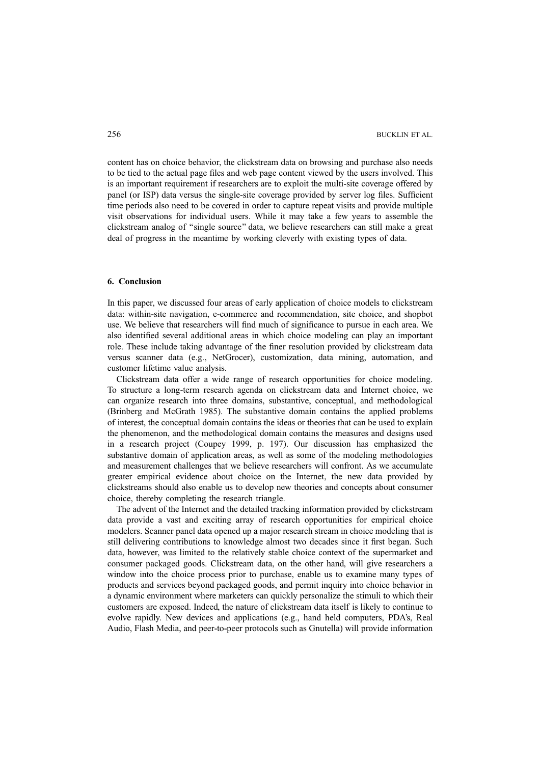content has on choice behavior, the clickstream data on browsing and purchase also needs to be tied to the actual page files and web page content viewed by the users involved. This is an important requirement if researchers are to exploit the multi-site coverage offered by panel (or ISP) data versus the single-site coverage provided by server log files. Sufficient time periods also need to be covered in order to capture repeat visits and provide multiple visit observations for individual users. While it may take a few years to assemble the clickstream analog of "single source" data, we believe researchers can still make a great deal of progress in the meantime by working cleverly with existing types of data.

## 6. Conclusion

In this paper, we discussed four areas of early application of choice models to clickstream data: within-site navigation, e-commerce and recommendation, site choice, and shopbot use. We believe that researchers will find much of significance to pursue in each area. We also identified several additional areas in which choice modeling can play an important role. These include taking advantage of the finer resolution provided by clickstream data versus scanner data (e.g., NetGrocer), customization, data mining, automation, and customer lifetime value analysis.

Clickstream data offer a wide range of research opportunities for choice modeling. To structure a long-term research agenda on clickstream data and Internet choice, we can organize research into three domains, substantive, conceptual, and methodological (Brinberg and McGrath 1985). The substantive domain contains the applied problems of interest, the conceptual domain contains the ideas or theories that can be used to explain the phenomenon, and the methodological domain contains the measures and designs used in a research project (Coupey 1999, p. 197). Our discussion has emphasized the substantive domain of application areas, as well as some of the modeling methodologies and measurement challenges that we believe researchers will confront. As we accumulate greater empirical evidence about choice on the Internet, the new data provided by clickstreams should also enable us to develop new theories and concepts about consumer choice, thereby completing the research triangle.

The advent of the Internet and the detailed tracking information provided by clickstream data provide a vast and exciting array of research opportunities for empirical choice modelers. Scanner panel data opened up a major research stream in choice modeling that is still delivering contributions to knowledge almost two decades since it first began. Such data, however, was limited to the relatively stable choice context of the supermarket and consumer packaged goods. Clickstream data, on the other hand, will give researchers a window into the choice process prior to purchase, enable us to examine many types of products and services beyond packaged goods, and permit inquiry into choice behavior in a dynamic environment where marketers can quickly personalize the stimuli to which their customers are exposed. Indeed, the nature of clickstream data itself is likely to continue to evolve rapidly. New devices and applications (e.g., hand held computers, PDA's, Real Audio, Flash Media, and peer-to-peer protocols such as Gnutella) will provide information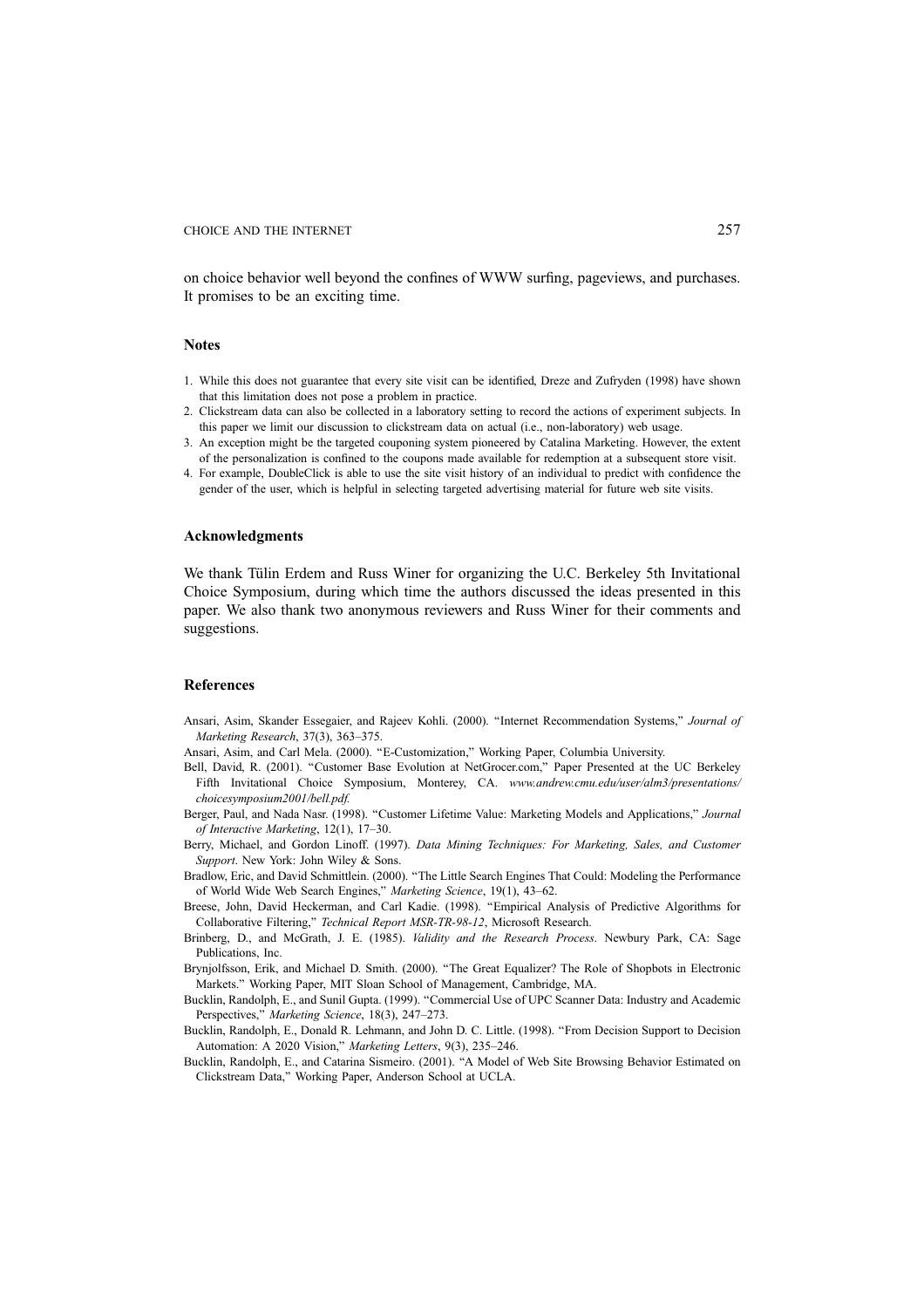on choice behavior well beyond the confines of WWW surfing, pageviews, and purchases. It promises to be an exciting time.

## Notes

1. While this does not guarantee that every site visit can be identified, Dreze and Zufryden (1998) have shown that this limitation does not pose a problem in practice.
2. Clickstream data can also be collected in a laboratory setting to record the actions of experiment subjects. In this paper we limit our discussion to clickstream data on actual (i.e., non-laboratory) web usage.
3. An exception might be the targeted couponing system pioneered by Catalina Marketing. However, the extent of the personalization is confined to the coupons made available for redemption at a subsequent store visit.
4. For example, DoubleClick is able to use the site visit history of an individual to predict with confidence the gender of the user, which is helpful in selecting targeted advertising material for future web site visits.

## Acknowledgments

We thank Tülin Erdem and Russ Winer for organizing the U.C. Berkeley 5th Invitational Choice Symposium, during which time the authors discussed the ideas presented in this paper. We also thank two anonymous reviewers and Russ Winer for their comments and suggestions.

## References

Ansari, Asim, Skander Essegaier, and Rajeev Kohli. (2000). "Internet Recommendation Systems," *Journal of Marketing Research*, 37(3), 363–375.

Ansari, Asim, and Carl Mela. (2000). "E-Customization," Working Paper, Columbia University.

Bell, David, R. (2001). "Customer Base Evolution at NetGrocer.com," Paper Presented at the UC Berkeley Fifth Invitational Choice Symposium, Monterey, CA. *www.andrew.cmu.edu/user/alm3/presentations/choicesymposium2001/bell.pdf.*

Berger, Paul, and Nada Nasr. (1998). "Customer Lifetime Value: Marketing Models and Applications," *Journal of Interactive Marketing*, 12(1), 17–30.

Berry, Michael, and Gordon Linoff. (1997). *Data Mining Techniques: For Marketing, Sales, and Customer Support*. New York: John Wiley & Sons.

Bradlow, Eric, and David Schmittlein. (2000). "The Little Search Engines That Could: Modeling the Performance of World Wide Web Search Engines," *Marketing Science*, 19(1), 43–62.

Breese, John, David Heckerman, and Carl Kadie. (1998). "Empirical Analysis of Predictive Algorithms for Collaborative Filtering," *Technical Report MSR-TR-98-12*, Microsoft Research.

Brinberg, D., and McGrath, J. E. (1985). *Validity and the Research Process*. Newbury Park, CA: Sage Publications, Inc.

Brynjolfsson, Erik, and Michael D. Smith. (2000). "The Great Equalizer? The Role of Shopbots in Electronic Markets." Working Paper, MIT Sloan School of Management, Cambridge, MA.

Bucklin, Randolph, E., and Sunil Gupta. (1999). "Commercial Use of UPC Scanner Data: Industry and Academic Perspectives," *Marketing Science*, 18(3), 247–273.

Bucklin, Randolph, E., Donald R. Lehmann, and John D. C. Little. (1998). "From Decision Support to Decision Automation: A 2020 Vision," *Marketing Letters*, 9(3), 235–246.

Bucklin, Randolph, E., and Catarina Sismeiro. (2001). "A Model of Web Site Browsing Behavior Estimated on Clickstream Data," Working Paper, Anderson School at UCLA.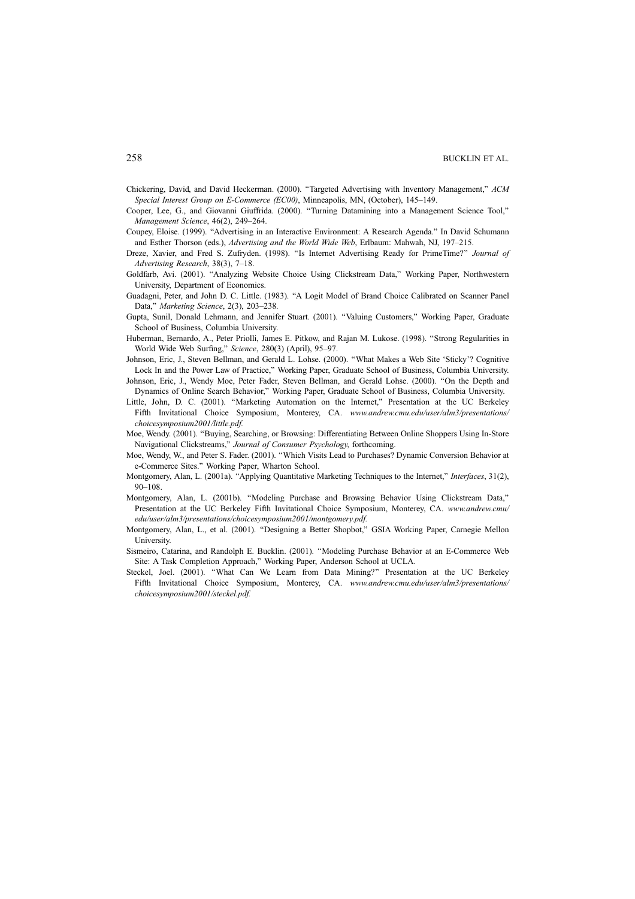Chickering, David, and David Heckerman. (2000). "Targeted Advertising with Inventory Management," *ACM Special Interest Group on E-Commerce (EC00)*, Minneapolis, MN, (October), 145–149.

Cooper, Lee, G., and Giovanni Giuffrida. (2000). "Turning Datamining into a Management Science Tool," *Management Science*, 46(2), 249–264.

Coupey, Eloise. (1999). "Advertising in an Interactive Environment: A Research Agenda." In David Schumann and Esther Thorson (eds.), *Advertising and the World Wide Web*, Erlbaum: Mahwah, NJ, 197–215.

Dreze, Xavier, and Fred S. Zufryden. (1998). "Is Internet Advertising Ready for PrimeTime?" *Journal of Advertising Research*, 38(3), 7–18.

Goldfarb, Avi. (2001). "Analyzing Website Choice Using Clickstream Data," Working Paper, Northwestern University, Department of Economics.

Guadagni, Peter, and John D. C. Little. (1983). "A Logit Model of Brand Choice Calibrated on Scanner Panel Data," *Marketing Science*, 2(3), 203–238.

Gupta, Sunil, Donald Lehmann, and Jennifer Stuart. (2001). "Valuing Customers," Working Paper, Graduate School of Business, Columbia University.

Huberman, Bernardo, A., Peter Priolli, James E. Pitkow, and Rajan M. Lukose. (1998). "Strong Regularities in World Wide Web Surfing," *Science*, 280(3) (April), 95–97.

Johnson, Eric, J., Steven Bellman, and Gerald L. Lohse. (2000). "What Makes a Web Site 'Sticky'? Cognitive Lock In and the Power Law of Practice," Working Paper, Graduate School of Business, Columbia University.

Johnson, Eric, J., Wendy Moe, Peter Fader, Steven Bellman, and Gerald Lohse. (2000). "On the Depth and Dynamics of Online Search Behavior," Working Paper, Graduate School of Business, Columbia University.

Little, John, D. C. (2001). "Marketing Automation on the Internet," Presentation at the UC Berkeley Fifth Invitational Choice Symposium, Monterey, CA. *www.andrew.cmu.edu/user/alm3/presentations/choicesymposium2001/little.pdf.*

Moe, Wendy. (2001). "Buying, Searching, or Browsing: Differentiating Between Online Shoppers Using In-Store Navigational Clickstreams," *Journal of Consumer Psychology*, forthcoming.

Moe, Wendy, W., and Peter S. Fader. (2001). "Which Visits Lead to Purchases? Dynamic Conversion Behavior at e-Commerce Sites." Working Paper, Wharton School.

Montgomery, Alan, L. (2001a). "Applying Quantitative Marketing Techniques to the Internet," *Interfaces*, 31(2), 90–108.

Montgomery, Alan, L. (2001b). "Modeling Purchase and Browsing Behavior Using Clickstream Data," Presentation at the UC Berkeley Fifth Invitational Choice Symposium, Monterey, CA. *www.andrew.cmu/edu/user/alm3/presentations/choicesymposium2001/montgomery.pdf.*

Montgomery, Alan, L., et al. (2001). "Designing a Better Shopbot," GSIA Working Paper, Carnegie Mellon University.

Sismeiro, Catarina, and Randolph E. Bucklin. (2001). "Modeling Purchase Behavior at an E-Commerce Web Site: A Task Completion Approach," Working Paper, Anderson School at UCLA.

Steckel, Joel. (2001). "What Can We Learn from Data Mining?" Presentation at the UC Berkeley Fifth Invitational Choice Symposium, Monterey, CA. *www.andrew.cmu.edu/user/alm3/presentations/choicesymposium2001/steckel.pdf.*